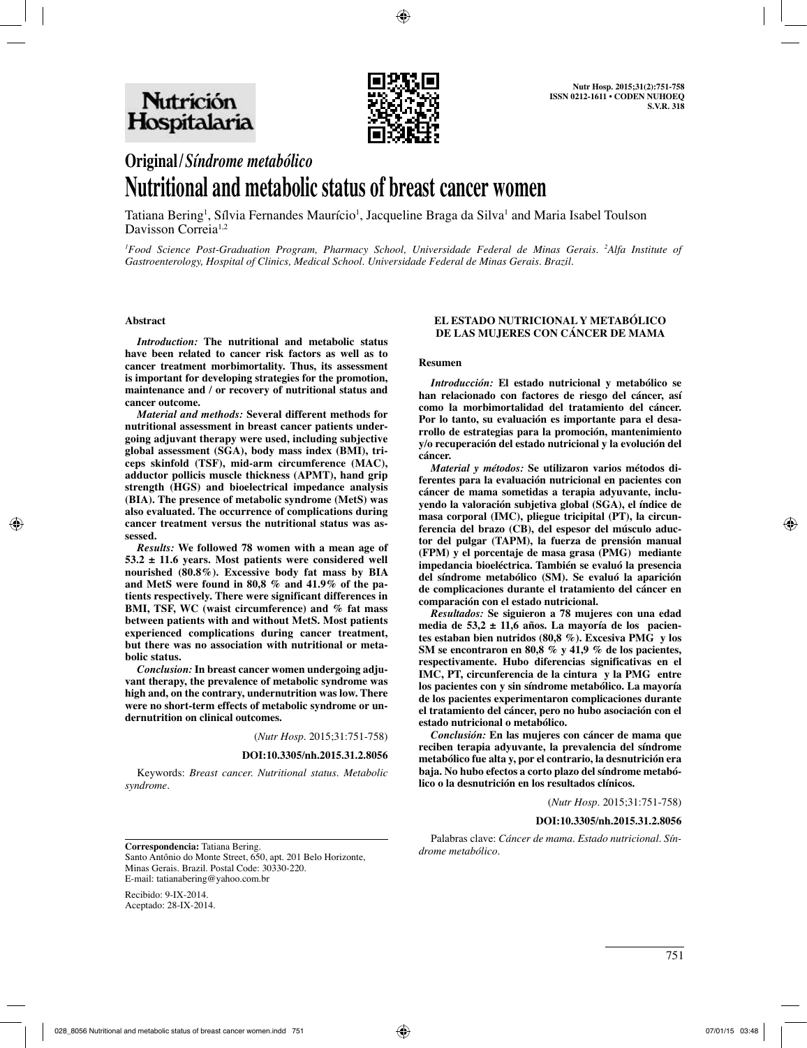# Original / *Síndrome metabólico*

# Nutritional and metabolic status of breast cancer women

Tatiana Bering[1], Sílvia Fernandes Maurício[1], Jacqueline Braga da Silva[1] and Maria Isabel Toulson Davisson Correia[1,2]

[1]*Food Science Post-Graduation Program, Pharmacy School, Universidade Federal de Minas Gerais.* [2]*Alfa Institute of Gastroenterology, Hospital of Clinics, Medical School. Universidade Federal de Minas Gerais. Brazil.*

### Abstract

***Introduction:*** **The nutritional and metabolic status have been related to cancer risk factors as well as to cancer treatment morbimortality. Thus, its assessment is important for developing strategies for the promotion, maintenance and / or recovery of nutritional status and cancer outcome.**

***Material and methods:*** **Several different methods for nutritional assessment in breast cancer patients undergoing adjuvant therapy were used, including subjective global assessment (SGA), body mass index (BMI), triceps skinfold (TSF), mid-arm circumference (MAC), adductor pollicis muscle thickness (APMT), hand grip strength (HGS) and bioelectrical impedance analysis (BIA). The presence of metabolic syndrome (MetS) was also evaluated. The occurrence of complications during cancer treatment versus the nutritional status was assessed.**

***Results:*** **We followed 78 women with a mean age of 53.2 ± 11.6 years. Most patients were considered well nourished (80.8%). Excessive body fat mass by BIA and MetS were found in 80,8 % and 41.9% of the patients respectively. There were significant differences in BMI, TSF, WC (waist circumference) and % fat mass between patients with and without MetS. Most patients experienced complications during cancer treatment, but there was no association with nutritional or metabolic status.**

***Conclusion:*** **In breast cancer women undergoing adjuvant therapy, the prevalence of metabolic syndrome was high and, on the contrary, undernutrition was low. There were no short-term effects of metabolic syndrome or undernutrition on clinical outcomes.**

(*Nutr Hosp.* 2015;31:751-758)

**DOI:10.3305/nh.2015.31.2.8056**

Keywords: *Breast cancer. Nutritional status. Metabolic syndrome.*

### EL ESTADO NUTRICIONAL Y METABÓLICO DE LAS MUJERES CON CÁNCER DE MAMA

### Resumen

***Introducción:*** **El estado nutricional y metabólico se han relacionado con factores de riesgo del cáncer, así como la morbimortalidad del tratamiento del cáncer. Por lo tanto, su evaluación es importante para el desarrollo de estrategias para la promoción, mantenimiento y/o recuperación del estado nutricional y la evolución del cáncer.**

***Material y métodos:*** **Se utilizaron varios métodos diferentes para la evaluación nutricional en pacientes con cáncer de mama sometidas a terapia adyuvante, incluyendo la valoración subjetiva global (SGA), el índice de masa corporal (IMC), pliegue tricipital (PT), la circunferencia del brazo (CB), del espesor del músculo aductor del pulgar (TAPM), la fuerza de prensión manual (FPM) y el porcentaje de masa grasa (PMG) mediante impedancia bioeléctrica. También se evaluó la presencia del síndrome metabólico (SM). Se evaluó la aparición de complicaciones durante el tratamiento del cáncer en comparación con el estado nutricional.**

***Resultados:*** **Se siguieron a 78 mujeres con una edad media de 53,2 ± 11,6 años. La mayoría de los pacientes estaban bien nutridos (80,8 %). Excesiva PMG y los SM se encontraron en 80,8 % y 41,9 % de los pacientes, respectivamente. Hubo diferencias significativas en el IMC, PT, circunferencia de la cintura y la PMG entre los pacientes con y sin síndrome metabólico. La mayoría de los pacientes experimentaron complicaciones durante el tratamiento del cáncer, pero no hubo asociación con el estado nutricional o metabólico.**

***Conclusión:*** **En las mujeres con cáncer de mama que reciben terapia adyuvante, la prevalencia del síndrome metabólico fue alta y, por el contrario, la desnutrición era baja. No hubo efectos a corto plazo del síndrome metabólico o la desnutrición en los resultados clínicos.**

(*Nutr Hosp.* 2015;31:751-758)

**DOI:10.3305/nh.2015.31.2.8056**

Palabras clave: *Cáncer de mama. Estado nutricional. Síndrome metabólico.*

---

**Correspondencia:** Tatiana Bering.
Santo Antônio do Monte Street, 650, apt. 201 Belo Horizonte, Minas Gerais. Brazil. Postal Code: 30330-220.
E-mail: tatianabering@yahoo.com.br

Recibido: 9-IX-2014.
Aceptado: 28-IX-2014.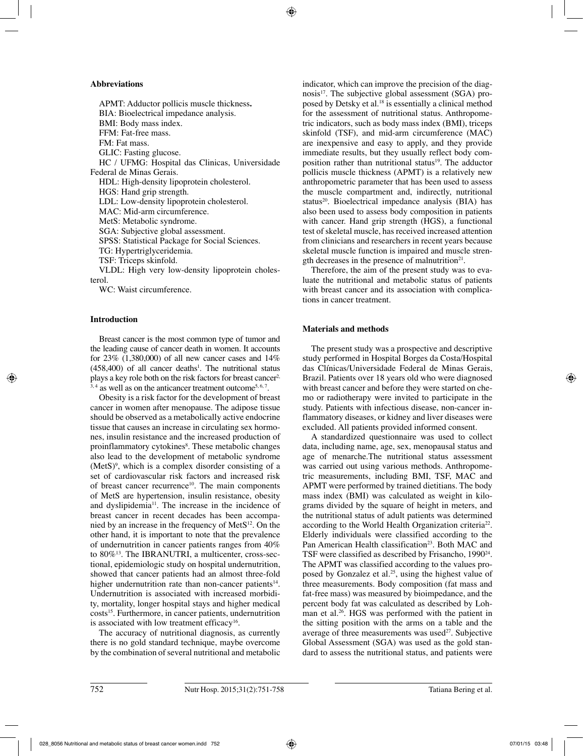## Abbreviations

APMT: Adductor pollicis muscle thickness**.**
BIA: Bioelectrical impedance analysis.
BMI: Body mass index.
FFM: Fat-free mass.
FM: Fat mass.
GLIC: Fasting glucose.
HC / UFMG: Hospital das Clinicas, Universidade Federal de Minas Gerais.
HDL: High-density lipoprotein cholesterol.
HGS: Hand grip strength.
LDL: Low-density lipoprotein cholesterol.
MAC: Mid-arm circumference.
MetS: Metabolic syndrome.
SGA: Subjective global assessment.
SPSS: Statistical Package for Social Sciences.
TG: Hypertriglyceridemia.
TSF: Triceps skinfold.
VLDL: High very low-density lipoprotein cholesterol.
WC: Waist circumference.

## Introduction

Breast cancer is the most common type of tumor and the leading cause of cancer death in women. It accounts for 23% (1,380,000) of all new cancer cases and 14% (458,400) of all cancer deaths[1]. The nutritional status plays a key role both on the risk factors for breast cancer[2, 3, 4] as well as on the anticancer treatment outcome[5, 6, 7].

Obesity is a risk factor for the development of breast cancer in women after menopause. The adipose tissue should be observed as a metabolically active endocrine tissue that causes an increase in circulating sex hormones, insulin resistance and the increased production of proinflammatory cytokines[8]. These metabolic changes also lead to the development of metabolic syndrome (MetS)[9], which is a complex disorder consisting of a set of cardiovascular risk factors and increased risk of breast cancer recurrence[10]. The main components of MetS are hypertension, insulin resistance, obesity and dyslipidemia[11]. The increase in the incidence of breast cancer in recent decades has been accompanied by an increase in the frequency of MetS[12]. On the other hand, it is important to note that the prevalence of undernutrition in cancer patients ranges from 40% to 80%[13]. The IBRANUTRI, a multicenter, cross-sectional, epidemiologic study on hospital undernutrition, showed that cancer patients had an almost three-fold higher undernutrition rate than non-cancer patients[14]. Undernutrition is associated with increased morbidity, mortality, longer hospital stays and higher medical costs[15]. Furthermore, in cancer patients, undernutrition is associated with low treatment efficacy[16].

The accuracy of nutritional diagnosis, as currently there is no gold standard technique, maybe overcome by the combination of several nutritional and metabolic indicator, which can improve the precision of the diagnosis[17]. The subjective global assessment (SGA) proposed by Detsky et al.[18] is essentially a clinical method for the assessment of nutritional status. Anthropometric indicators, such as body mass index (BMI), triceps skinfold (TSF), and mid-arm circumference (MAC) are inexpensive and easy to apply, and they provide immediate results, but they usually reflect body composition rather than nutritional status[19]. The adductor pollicis muscle thickness (APMT) is a relatively new anthropometric parameter that has been used to assess the muscle compartment and, indirectly, nutritional status[20]. Bioelectrical impedance analysis (BIA) has also been used to assess body composition in patients with cancer. Hand grip strength (HGS), a functional test of skeletal muscle, has received increased attention from clinicians and researchers in recent years because skeletal muscle function is impaired and muscle strength decreases in the presence of malnutrition[21].

Therefore, the aim of the present study was to evaluate the nutritional and metabolic status of patients with breast cancer and its association with complications in cancer treatment.

## Materials and methods

The present study was a prospective and descriptive study performed in Hospital Borges da Costa/Hospital das Clínicas/Universidade Federal de Minas Gerais, Brazil. Patients over 18 years old who were diagnosed with breast cancer and before they were started on chemo or radiotherapy were invited to participate in the study. Patients with infectious disease, non-cancer inflammatory diseases, or kidney and liver diseases were excluded. All patients provided informed consent.

A standardized questionnaire was used to collect data, including name, age, sex, menopausal status and age of menarche.The nutritional status assessment was carried out using various methods. Anthropometric measurements, including BMI, TSF, MAC and APMT were performed by trained dietitians. The body mass index (BMI) was calculated as weight in kilograms divided by the square of height in meters, and the nutritional status of adult patients was determined according to the World Health Organization criteria[22]. Elderly individuals were classified according to the Pan American Health classification[23]. Both MAC and TSF were classified as described by Frisancho, 1990[24]. The APMT was classified according to the values proposed by Gonzalez et al.[25], using the highest value of three measurements. Body composition (fat mass and fat-free mass) was measured by bioimpedance, and the percent body fat was calculated as described by Lohman et al.[26]. HGS was performed with the patient in the sitting position with the arms on a table and the average of three measurements was used[27]. Subjective Global Assessment (SGA) was used as the gold standard to assess the nutritional status, and patients were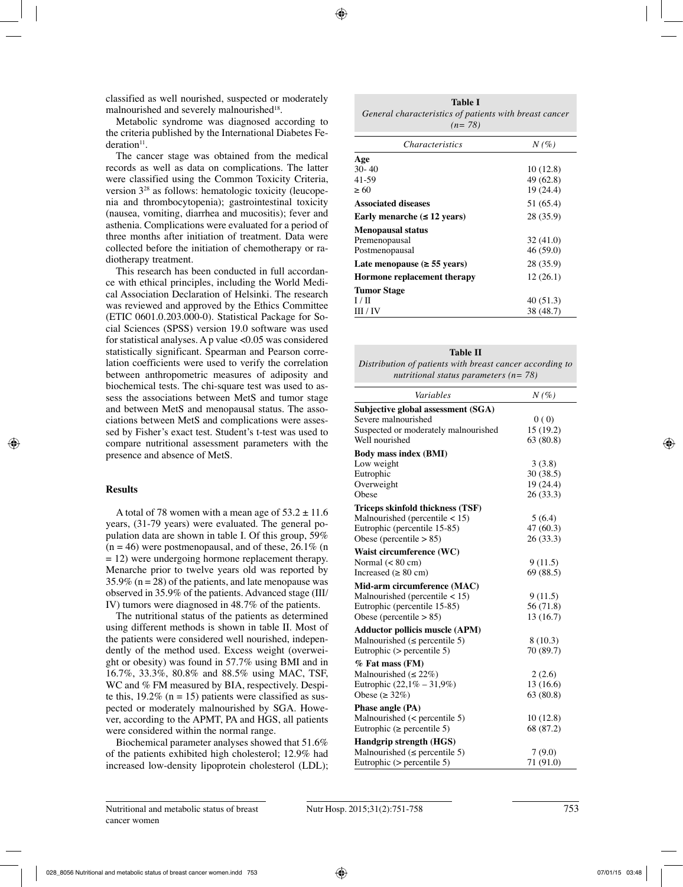classified as well nourished, suspected or moderately malnourished and severely malnourished[18].

Metabolic syndrome was diagnosed according to the criteria published by the International Diabetes Federation[11].

The cancer stage was obtained from the medical records as well as data on complications. The latter were classified using the Common Toxicity Criteria, version 3[28] as follows: hematologic toxicity (leucopenia and thrombocytopenia); gastrointestinal toxicity (nausea, vomiting, diarrhea and mucositis); fever and asthenia. Complications were evaluated for a period of three months after initiation of treatment. Data were collected before the initiation of chemotherapy or radiotherapy treatment.

This research has been conducted in full accordance with ethical principles, including the World Medical Association Declaration of Helsinki. The research was reviewed and approved by the Ethics Committee (ETIC 0601.0.203.000-0). Statistical Package for Social Sciences (SPSS) version 19.0 software was used for statistical analyses. A p value <0.05 was considered statistically significant. Spearman and Pearson correlation coefficients were used to verify the correlation between anthropometric measures of adiposity and biochemical tests. The chi-square test was used to assess the associations between MetS and tumor stage and between MetS and menopausal status. The associations between MetS and complications were assessed by Fisher's exact test. Student's t-test was used to compare nutritional assessment parameters with the presence and absence of MetS.

## Results

A total of 78 women with a mean age of 53.2 ± 11.6 years, (31-79 years) were evaluated. The general population data are shown in table I. Of this group, 59% (n = 46) were postmenopausal, and of these, 26.1% (n = 12) were undergoing hormone replacement therapy. Menarche prior to twelve years old was reported by 35.9% (n = 28) of the patients, and late menopause was observed in 35.9% of the patients. Advanced stage (III/IV) tumors were diagnosed in 48.7% of the patients.

The nutritional status of the patients as determined using different methods is shown in table II. Most of the patients were considered well nourished, independently of the method used. Excess weight (overweight or obesity) was found in 57.7% using BMI and in 16.7%, 33.3%, 80.8% and 88.5% using MAC, TSF, WC and % FM measured by BIA, respectively. Despite this, 19.2% (n = 15) patients were classified as suspected or moderately malnourished by SGA. However, according to the APMT, PA and HGS, all patients were considered within the normal range.

Biochemical parameter analyses showed that 51.6% of the patients exhibited high cholesterol; 12.9% had increased low-density lipoprotein cholesterol (LDL);

**Table I**
*General characteristics of patients with breast cancer (n= 78)*

| *Characteristics* | *N (%)* |
|---|---|
| **Age** | |
| 30- 40 | 10 (12.8) |
| 41-59 | 49 (62.8) |
| ≥ 60 | 19 (24.4) |
| **Associated diseases** | 51 (65.4) |
| **Early menarche (≤ 12 years)** | 28 (35.9) |
| **Menopausal status** | |
| Premenopausal | 32 (41.0) |
| Postmenopausal | 46 (59.0) |
| **Late menopause (≥ 55 years)** | 28 (35.9) |
| **Hormone replacement therapy** | 12 (26.1) |
| **Tumor Stage** | |
| I / II | 40 (51.3) |
| III / IV | 38 (48.7) |

**Table II**
*Distribution of patients with breast cancer according to nutritional status parameters (n= 78)*

| *Variables* | *N (%)* |
|---|---|
| **Subjective global assessment (SGA)** | |
| Severe malnourished | 0 ( 0) |
| Suspected or moderately malnourished | 15 (19.2) |
| Well nourished | 63 (80.8) |
| **Body mass index (BMI)** | |
| Low weight | 3 (3.8) |
| Eutrophic | 30 (38.5) |
| Overweight | 19 (24.4) |
| Obese | 26 (33.3) |
| **Triceps skinfold thickness (TSF)** | |
| Malnourished (percentile < 15) | 5 (6.4) |
| Eutrophic (percentile 15-85) | 47 (60.3) |
| Obese (percentile > 85) | 26 (33.3) |
| **Waist circumference (WC)** | |
| Normal (< 80 cm) | 9 (11.5) |
| Increased (≥ 80 cm) | 69 (88.5) |
| **Mid-arm circumference (MAC)** | |
| Malnourished (percentile < 15) | 9 (11.5) |
| Eutrophic (percentile 15-85) | 56 (71.8) |
| Obese (percentile > 85) | 13 (16.7) |
| **Adductor pollicis muscle (APM)** | |
| Malnourished (≤ percentile 5) | 8 (10.3) |
| Eutrophic (> percentile 5) | 70 (89.7) |
| **% Fat mass (FM)** | |
| Malnourished (≤ 22%) | 2 (2.6) |
| Eutrophic (22,1% – 31,9%) | 13 (16.6) |
| Obese (≥ 32%) | 63 (80.8) |
| **Phase angle (PA)** | |
| Malnourished (< percentile 5) | 10 (12.8) |
| Eutrophic (≥ percentile 5) | 68 (87.2) |
| **Handgrip strength (HGS)** | |
| Malnourished (≤ percentile 5) | 7 (9.0) |
| Eutrophic (> percentile 5) | 71 (91.0) |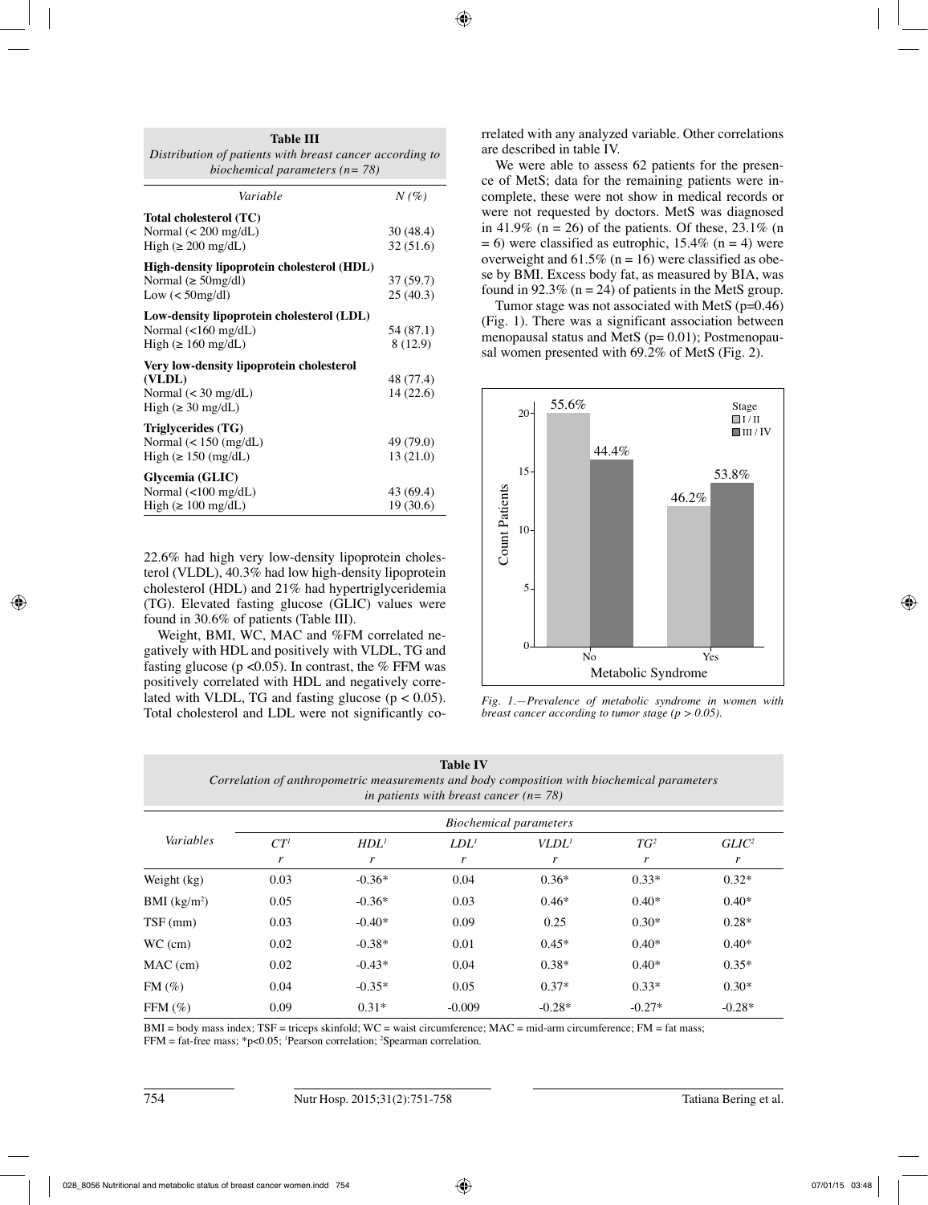**Table III**
*Distribution of patients with breast cancer according to biochemical parameters (n= 78)*

| *Variable* | *N (%)* |
|---|---|
| **Total cholesterol (TC)** | |
| Normal (< 200 mg/dL) | 30 (48.4) |
| High (≥ 200 mg/dL) | 32 (51.6) |
| **High-density lipoprotein cholesterol (HDL)** | |
| Normal (≥ 50mg/dl) | 37 (59.7) |
| Low (< 50mg/dl) | 25 (40.3) |
| **Low-density lipoprotein cholesterol (LDL)** | |
| Normal (<160 mg/dL) | 54 (87.1) |
| High (≥ 160 mg/dL) | 8 (12.9) |
| **Very low-density lipoprotein cholesterol (VLDL)** | |
| Normal (< 30 mg/dL) | 48 (77.4) |
| High (≥ 30 mg/dL) | 14 (22.6) |
| **Triglycerides (TG)** | |
| Normal (< 150 (mg/dL) | 49 (79.0) |
| High (≥ 150 (mg/dL) | 13 (21.0) |
| **Glycemia (GLIC)** | |
| Normal (<100 mg/dL) | 43 (69.4) |
| High (≥ 100 mg/dL) | 19 (30.6) |

22.6% had high very low-density lipoprotein cholesterol (VLDL), 40.3% had low high-density lipoprotein cholesterol (HDL) and 21% had hypertriglyceridemia (TG). Elevated fasting glucose (GLIC) values were found in 30.6% of patients (Table III).

Weight, BMI, WC, MAC and %FM correlated negatively with HDL and positively with VLDL, TG and fasting glucose ($p < 0.05$). In contrast, the % FFM was positively correlated with HDL and negatively correlated with VLDL, TG and fasting glucose ($p < 0.05$). Total cholesterol and LDL were not significantly correlated with any analyzed variable. Other correlations are described in table IV.

We were able to assess 62 patients for the presence of MetS; data for the remaining patients were incomplete, these were not show in medical records or were not requested by doctors. MetS was diagnosed in 41.9% (n = 26) of the patients. Of these, 23.1% (n = 6) were classified as eutrophic, 15.4% (n = 4) were overweight and 61.5% (n = 16) were classified as obese by BMI. Excess body fat, as measured by BIA, was found in 92.3% (n = 24) of patients in the MetS group.

Tumor stage was not associated with MetS (p=0.46) (Fig. 1). There was a significant association between menopausal status and MetS (p= 0.01); Postmenopausal women presented with 69.2% of MetS (Fig. 2).

*Fig. 1.—Prevalence of metabolic syndrome in women with breast cancer according to tumor stage ($p > 0.05$).*

**Table IV**
*Correlation of anthropometric measurements and body composition with biochemical parameters in patients with breast cancer (n= 78)*

| *Variables* | *Biochemical parameters* | | | | | |
|---|---|---|---|---|---|---|
| | *CT*[1] *r* | *HDL*[1] *r* | *LDL*[1] *r* | *VLDL*[1] *r* | *TG*[2] *r* | *GLIC*[2] *r* |
| Weight (kg) | 0.03 | -0.36* | 0.04 | 0.36* | 0.33* | 0.32* |
| BMI ($kg/m^2$) | 0.05 | -0.36* | 0.03 | 0.46* | 0.40* | 0.40* |
| TSF (mm) | 0.03 | -0.40* | 0.09 | 0.25 | 0.30* | 0.28* |
| WC (cm) | 0.02 | -0.38* | 0.01 | 0.45* | 0.40* | 0.40* |
| MAC (cm) | 0.02 | -0.43* | 0.04 | 0.38* | 0.40* | 0.35* |
| FM (%) | 0.04 | -0.35* | 0.05 | 0.37* | 0.33* | 0.30* |
| FFM (%) | 0.09 | 0.31* | -0.009 | -0.28* | -0.27* | -0.28* |

BMI = body mass index; TSF = triceps skinfold; WC = waist circumference; MAC = mid-arm circumference; FM = fat mass; FFM = fat-free mass; *p<0.05; [1]Pearson correlation; [2]Spearman correlation.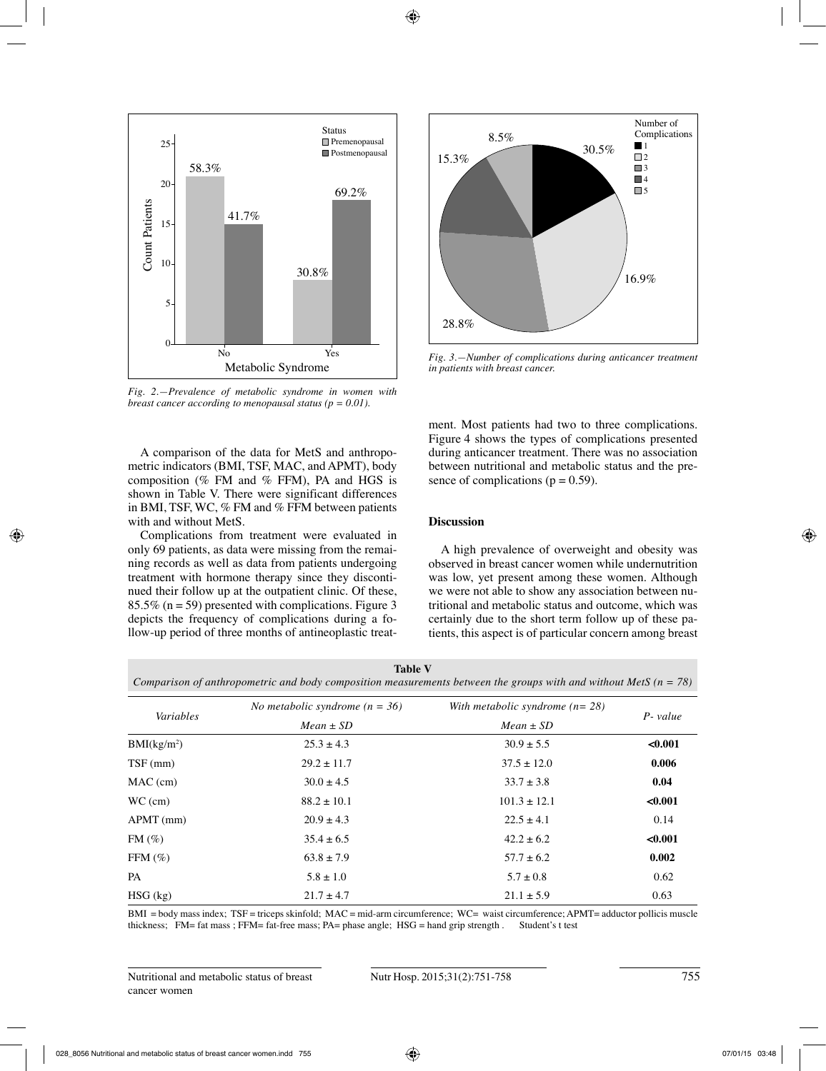Fig. 2.—Prevalence of metabolic syndrome in women with breast cancer according to menopausal status ($p = 0.01$).

Fig. 3.—Number of complications during anticancer treatment in patients with breast cancer.

A comparison of the data for MetS and anthropometric indicators (BMI, TSF, MAC, and APMT), body composition (% FM and % FFM), PA and HGS is shown in Table V. There were significant differences in BMI, TSF, WC, % FM and % FFM between patients with and without MetS.

Complications from treatment were evaluated in only 69 patients, as data were missing from the remaining records as well as data from patients undergoing treatment with hormone therapy since they discontinued their follow up at the outpatient clinic. Of these, 85.5% (n = 59) presented with complications. Figure 3 depicts the frequency of complications during a follow-up period of three months of antineoplastic treatment. Most patients had two to three complications. Figure 4 shows the types of complications presented during anticancer treatment. There was no association between nutritional and metabolic status and the presence of complications ($p = 0.59$).

## Discussion

A high prevalence of overweight and obesity was observed in breast cancer women while undernutrition was low, yet present among these women. Although we were not able to show any association between nutritional and metabolic status and outcome, which was certainly due to the short term follow up of these patients, this aspect is of particular concern among breast

**Table V**
*Comparison of anthropometric and body composition measurements between the groups with and without MetS (n = 78)*

| Variables | No metabolic syndrome (n = 36) Mean ± SD | With metabolic syndrome (n= 28) Mean ± SD | P- value |
|---|---|---|---|
| BMI(kg/m$^2$) | 25.3 ± 4.3 | 30.9 ± 5.5 | **<0.001** |
| TSF (mm) | 29.2 ± 11.7 | 37.5 ± 12.0 | **0.006** |
| MAC (cm) | 30.0 ± 4.5 | 33.7 ± 3.8 | **0.04** |
| WC (cm) | 88.2 ± 10.1 | 101.3 ± 12.1 | **<0.001** |
| APMT (mm) | 20.9 ± 4.3 | 22.5 ± 4.1 | 0.14 |
| FM (%) | 35.4 ± 6.5 | 42.2 ± 6.2 | **<0.001** |
| FFM (%) | 63.8 ± 7.9 | 57.7 ± 6.2 | **0.002** |
| PA | 5.8 ± 1.0 | 5.7 ± 0.8 | 0.62 |
| HSG (kg) | 21.7 ± 4.7 | 21.1 ± 5.9 | 0.63 |

BMI = body mass index; TSF = triceps skinfold; MAC = mid-arm circumference; WC= waist circumference; APMT= adductor pollicis muscle thickness; FM= fat mass ; FFM= fat-free mass; PA= phase angle; HSG = hand grip strength . Student's t test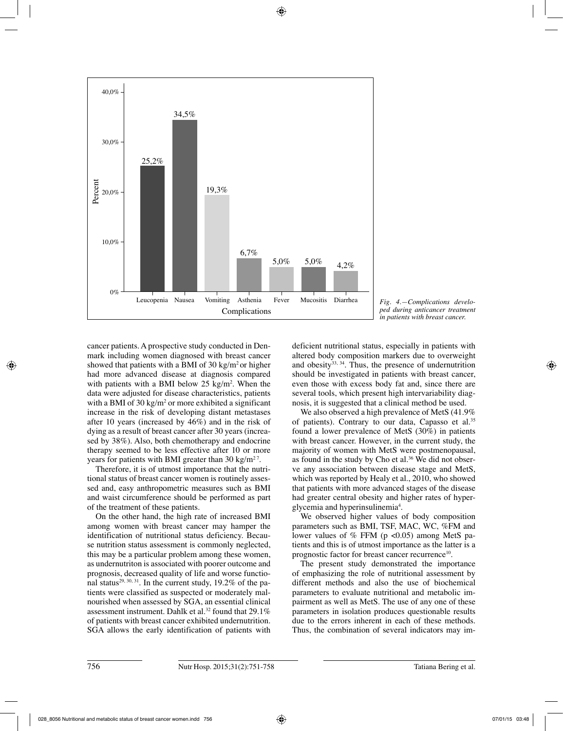Fig. 4.—Complications developed during anticancer treatment in patients with breast cancer.

cancer patients. A prospective study conducted in Denmark including women diagnosed with breast cancer showed that patients with a BMI of 30 kg/m$^2$ or higher had more advanced disease at diagnosis compared with patients with a BMI below 25 kg/m$^2$. When the data were adjusted for disease characteristics, patients with a BMI of 30 kg/m$^2$ or more exhibited a significant increase in the risk of developing distant metastases after 10 years (increased by 46%) and in the risk of dying as a result of breast cancer after 30 years (increased by 38%). Also, both chemotherapy and endocrine therapy seemed to be less effective after 10 or more years for patients with BMI greater than 30 kg/m$^2$ [7].

Therefore, it is of utmost importance that the nutritional status of breast cancer women is routinely assessed and, easy anthropometric measures such as BMI and waist circumference should be performed as part of the treatment of these patients.

On the other hand, the high rate of increased BMI among women with breast cancer may hamper the identification of nutritional status deficiency. Because nutrition status assessment is commonly neglected, this may be a particular problem among these women, as undernutriton is associated with poorer outcome and prognosis, decreased quality of life and worse functional status[29, 30, 31]. In the current study, 19.2% of the patients were classified as suspected or moderately malnourished when assessed by SGA, an essential clinical assessment instrument. Dahlk et al.[32] found that 29.1% of patients with breast cancer exhibited undernutrition. SGA allows the early identification of patients with deficient nutritional status, especially in patients with altered body composition markers due to overweight and obesity[33, 34]. Thus, the presence of undernutrition should be investigated in patients with breast cancer, even those with excess body fat and, since there are several tools, which present high intervariability diagnosis, it is suggested that a clinical method be used.

We also observed a high prevalence of MetS (41.9% of patients). Contrary to our data, Capasso et al.[35] found a lower prevalence of MetS (30%) in patients with breast cancer. However, in the current study, the majority of women with MetS were postmenopausal, as found in the study by Cho et al.[36] We did not observe any association between disease stage and MetS, which was reported by Healy et al., 2010, who showed that patients with more advanced stages of the disease had greater central obesity and higher rates of hyperglycemia and hyperinsulinemia[4].

We observed higher values of body composition parameters such as BMI, TSF, MAC, WC, %FM and lower values of % FFM ($p < 0.05$) among MetS patients and this is of utmost importance as the latter is a prognostic factor for breast cancer recurrence[10].

The present study demonstrated the importance of emphasizing the role of nutritional assessment by different methods and also the use of biochemical parameters to evaluate nutritional and metabolic impairment as well as MetS. The use of any one of these parameters in isolation produces questionable results due to the errors inherent in each of these methods. Thus, the combination of several indicators may im-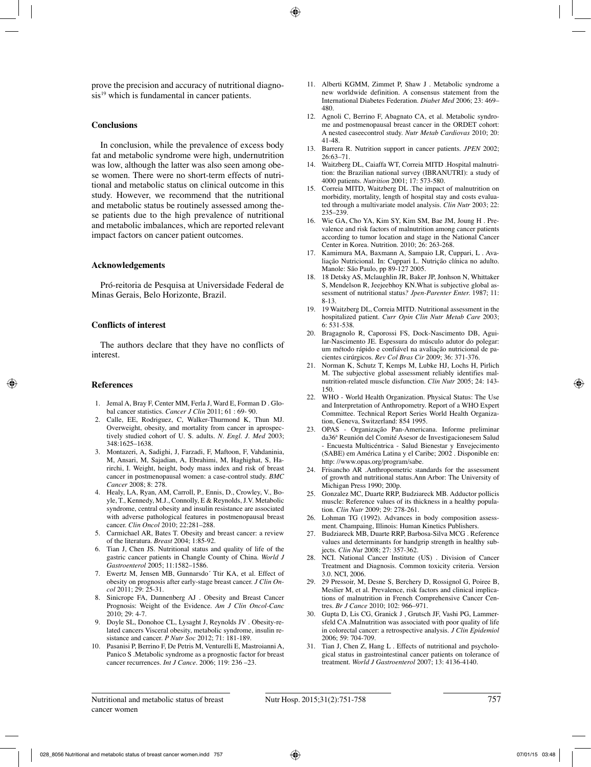prove the precision and accuracy of nutritional diagnosis[19] which is fundamental in cancer patients.

## Conclusions

In conclusion, while the prevalence of excess body fat and metabolic syndrome were high, undernutrition was low, although the latter was also seen among obese women. There were no short-term effects of nutritional and metabolic status on clinical outcome in this study. However, we recommend that the nutritional and metabolic status be routinely assessed among these patients due to the high prevalence of nutritional and metabolic imbalances, which are reported relevant impact factors on cancer patient outcomes.

## Acknowledgements

Pró-reitoria de Pesquisa at Universidade Federal de Minas Gerais, Belo Horizonte, Brazil.

## Conflicts of interest

The authors declare that they have no conflicts of interest.

## References

1. Jemal A, Bray F, Center MM, Ferla J, Ward E, Forman D . Global cancer statistics. *Cancer J Clin* 2011; 61 : 69- 90.
2. Calle, EE, Rodriguez, C, Walker-Thurmond K, Thun MJ. Overweight, obesity, and mortality from cancer in aprospectively studied cohort of U. S. adults. *N. Engl. J. Med* 2003; 348:1625–1638.
3. Montazeri, A, Sadighi, J, Farzadi, F, Maftoon, F, Vahdaninia, M, Ansari, M, Sajadian, A, Ebrahimi, M, Haghighat, S, Harirchi, I. Weight, height, body mass index and risk of breast cancer in postmenopausal women: a case-control study. *BMC Cancer* 2008; 8: 278.
4. Healy, LA, Ryan, AM, Carroll, P., Ennis, D., Crowley, V., Boyle, T., Kennedy, M.J., Connolly, E & Reynolds, J.V. Metabolic syndrome, central obesity and insulin resistance are associated with adverse pathological features in postmenopausal breast cancer. *Clin Oncol* 2010; 22:281–288.
5. Carmichael AR, Bates T. Obesity and breast cancer: a review of the literatura. *Breast* 2004; 1:85-92.
6. Tian J, Chen JS. Nutritional status and quality of life of the gastric cancer patients in Changle County of China. *World J Gastroenterol* 2005; 11:1582–1586.
7. Ewertz M, Jensen MB, Gunnarsdo´ Ttir KA, et al. Effect of obesity on prognosis after early-stage breast cancer. *J Clin Oncol* 2011; 29: 25-31.
8. Sinicrope FA, Dannenberg AJ . Obesity and Breast Cancer Prognosis: Weight of the Evidence. *Am J Clin Oncol-Canc* 2010; 29: 4-7.
9. Doyle SL, Donohoe CL, Lysaght J, Reynolds JV . Obesity-related cancers Visceral obesity, metabolic syndrome, insulin resistance and cancer. *P Nutr Soc* 2012; 71: 181-189.
10. Pasanisi P, Berrino F, De Petris M, Venturelli E, Mastroianni A, Panico S .Metabolic syndrome as a prognostic factor for breast cancer recurrences. *Int J Cance*. 2006; 119: 236 –23.
11. Alberti KGMM, Zimmet P, Shaw J . Metabolic syndrome a new worldwide definition. A consensus statement from the International Diabetes Federation. *Diabet Med* 2006; 23: 469–480.
12. Agnoli C, Berrino F, Abagnato CA, et al. Metabolic syndrome and postmenopausal breast cancer in the ORDET cohort: A nested caseecontrol study. *Nutr Metab Cardiovas* 2010; 20: 41-48.
13. Barrera R. Nutrition support in cancer patients. *JPEN* 2002; 26:63–71.
14. Waitzberg DL, Caiaffa WT, Correia MITD .Hospital malnutrition: the Brazilian national survey (IBRANUTRI): a study of 4000 patients. *Nutrition* 2001; 17: 573-580.
15. Correia MITD, Waitzberg DL .The impact of malnutrition on morbidity, mortality, length of hospital stay and costs evaluated through a multivariate model analysis. *Clin Nutr* 2003; 22: 235–239.
16. Wie GA, Cho YA, Kim SY, Kim SM, Bae JM, Joung H . Prevalence and risk factors of malnutrition among cancer patients according to tumor location and stage in the National Cancer Center in Korea. Nutrition. 2010; 26: 263-268.
17. Kamimura MA, Baxmann A, Sampaio LR, Cuppari, L . Avaliação Nutricional. In: Cuppari L. Nutrição clínica no adulto. Manole: São Paulo, pp 89-127 2005.
18. 18 Detsky AS, Mclaughlin JR, Baker JP, Jonhson N, Whittaker S, Mendelson R, Jeejeebhoy KN.What is subjective global assessment of nutritional status*? Jpen-Parenter Enter.* 1987; 11: 8-13.
19. 19 Waitzberg DL, Correia MITD. Nutritional assessment in the hospitalized patient. *Curr Opin Clin Nutr Metab Care* 2003; 6: 531-538.
20. Bragagnolo R, Caporossi FS, Dock-Nascimento DB, Aguilar-Nascimento JE. Espessura do músculo adutor do polegar: um método rápido e confiável na avaliação nutricional de pacientes cirúrgicos. *Rev Col Bras Cir* 2009; 36: 371-376.
21. Norman K, Schutz T, Kemps M, Lubke HJ, Lochs H, Pirlich M. The subjective global assessment reliably identifies malnutrition-related muscle disfunction. *Clin Nutr* 2005; 24: 143-150.
22. WHO - World Health Organization. Physical Status: The Use and Interpretation of Anthropometry. Report of a WHO Expert Committee. Technical Report Series World Health Organization, Geneva, Switzerland: 854 1995.
23. OPAS - Organização Pan-Americana. Informe preliminar da36ª Reunión del Comité Asesor de Investigacionesem Salud - Encuesta Multicéntrica - Salud Bienestar y Envejecimento (SABE) em América Latina y el Caribe; 2002 . Disponible en: http: //www.opas.org/program/sabe.
24. Frisancho AR .Anthropometric standards for the assessment of growth and nutritional status.Ann Arbor: The University of Michigan Press 1990; 200p.
25. Gonzalez MC, Duarte RRP, Budziareck MB. Adductor pollicis muscle: Reference values of its thickness in a healthy population. *Clin Nutr* 2009; 29: 278-261.
26. Lohman TG (1992). Advances in body composition assessment. Champaing, Illinois: Human Kinetics Publishers.
27. Budziareck MB, Duarte RRP, Barbosa-Silva MCG . Reference values and determinants for handgrip strength in healthy subjects. *Clin Nut* 2008; 27: 357-362.
28. NCI. National Cancer Institute (US) . Division of Cancer Treatment and Diagnosis. Common toxicity criteria. Version 3.0. NCI, 2006.
29. 29 Pressoir, M, Desne S, Berchery D, Rossignol G, Poiree B, Meslier M, et al. Prevalence, risk factors and clinical implications of malnutrition in French Comprehensive Cancer Centres. *Br J Cance* 2010; 102: 966–971.
30. Gupta D, Lis CG, Granick J , Grutsch JF, Vashi PG, Lammersfeld CA .Malnutrition was associated with poor quality of life in colorectal cancer: a retrospective analysis. *J Clin Epidemiol* 2006; 59: 704-709.
31. Tian J, Chen Z, Hang L . Effects of nutritional and psychological status in gastrointestinal cancer patients on tolerance of treatment. *World J Gastroenterol* 2007; 13: 4136-4140.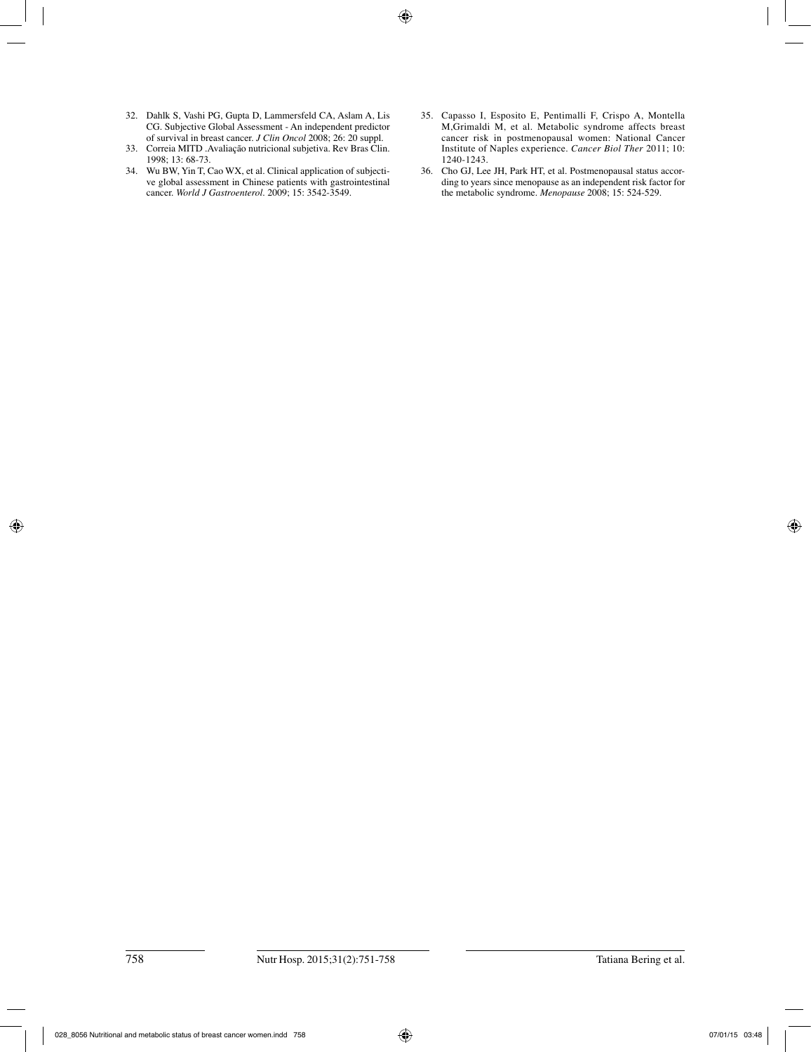32. Dahlk S, Vashi PG, Gupta D, Lammersfeld CA, Aslam A, Lis CG. Subjective Global Assessment - An independent predictor of survival in breast cancer. *J Clin Oncol* 2008; 26: 20 suppl.
33. Correia MITD .Avaliação nutricional subjetiva. Rev Bras Clin. 1998; 13: 68-73.
34. Wu BW, Yin T, Cao WX, et al. Clinical application of subjective global assessment in Chinese patients with gastrointestinal cancer. *World J Gastroenterol*. 2009; 15: 3542-3549.
35. Capasso I, Esposito E, Pentimalli F, Crispo A, Montella M,Grimaldi M, et al. Metabolic syndrome affects breast cancer risk in postmenopausal women: National Cancer Institute of Naples experience. *Cancer Biol Ther* 2011; 10: 1240-1243.
36. Cho GJ, Lee JH, Park HT, et al. Postmenopausal status according to years since menopause as an independent risk factor for the metabolic syndrome. *Menopause* 2008; 15: 524-529.